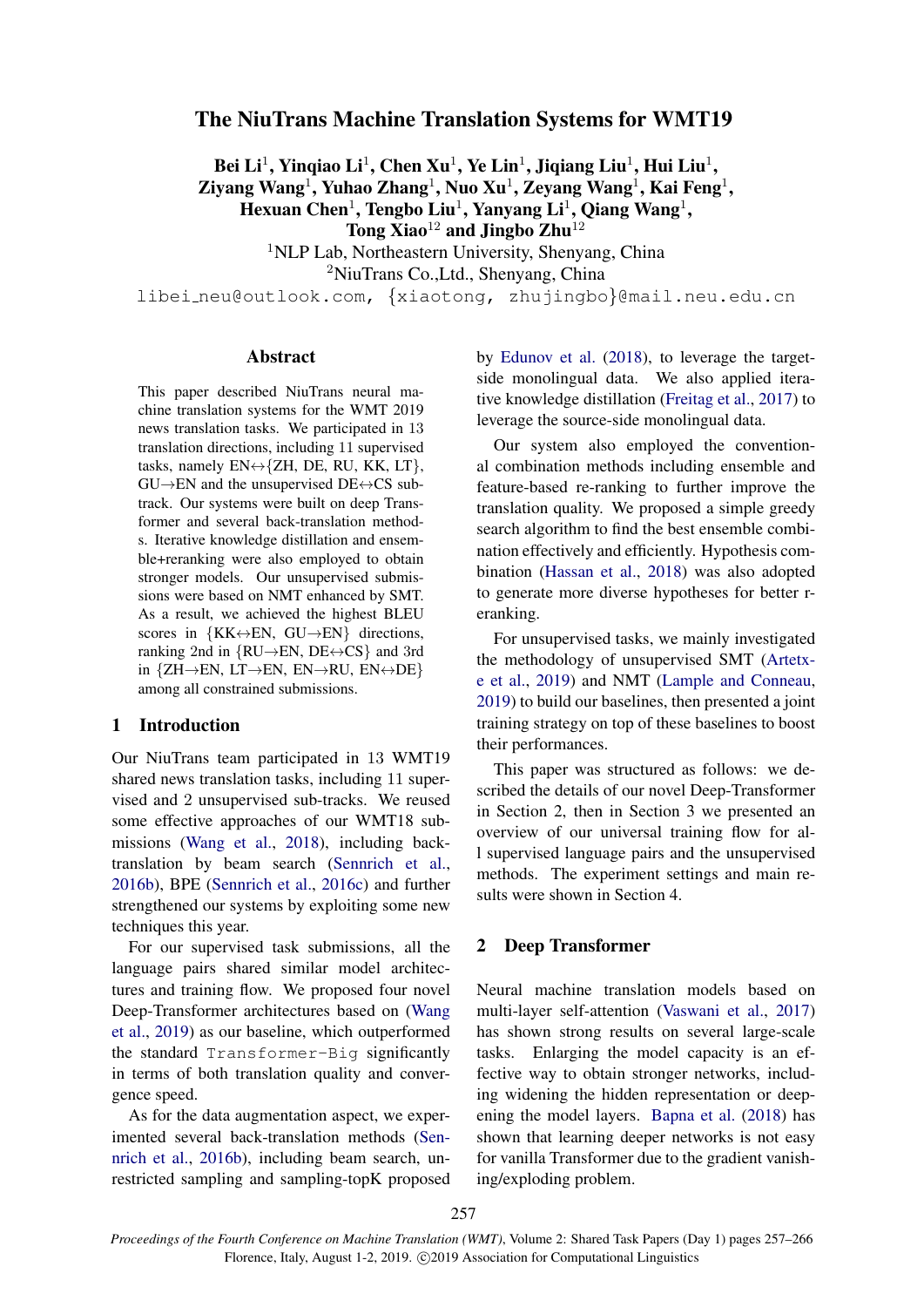# The NiuTrans Machine Translation Systems for WMT19

**Bei Li[1], Yinqiao Li[1], Chen Xu[1], Ye Lin[1], Jiqiang Liu[1], Hui Liu[1], Ziyang Wang[1], Yuhao Zhang[1], Nuo Xu[1], Zeyang Wang[1], Kai Feng[1], Hexuan Chen[1], Tengbo Liu[1], Yanyang Li[1], Qiang Wang[1], Tong Xiao[12] and Jingbo Zhu[12]**

[1]NLP Lab, Northeastern University, Shenyang, China

[2]NiuTrans Co.,Ltd., Shenyang, China

libei_neu@outlook.com, {xiaotong, zhujingbo}@mail.neu.edu.cn

## Abstract

This paper described NiuTrans neural machine translation systems for the WMT 2019 news translation tasks. We participated in 13 translation directions, including 11 supervised tasks, namely EN↔{ZH, DE, RU, KK, LT}, GU→EN and the unsupervised DE↔CS sub-track. Our systems were built on deep Transformer and several back-translation methods. Iterative knowledge distillation and ensemble+reranking were also employed to obtain stronger models. Our unsupervised submissions were based on NMT enhanced by SMT. As a result, we achieved the highest BLEU scores in {KK↔EN, GU→EN} directions, ranking 2nd in {RU→EN, DE↔CS} and 3rd in {ZH→EN, LT→EN, EN→RU, EN↔DE} among all constrained submissions.

## 1 Introduction

Our NiuTrans team participated in 13 WMT19 shared news translation tasks, including 11 supervised and 2 unsupervised sub-tracks. We reused some effective approaches of our WMT18 submissions (Wang et al., 2018), including back-translation by beam search (Sennrich et al., 2016b), BPE (Sennrich et al., 2016c) and further strengthened our systems by exploiting some new techniques this year.

For our supervised task submissions, all the language pairs shared similar model architectures and training flow. We proposed four novel Deep-Transformer architectures based on (Wang et al., 2019) as our baseline, which outperformed the standard `Transformer-Big` significantly in terms of both translation quality and convergence speed.

As for the data augmentation aspect, we experimented several back-translation methods (Sennrich et al., 2016b), including beam search, unrestricted sampling and sampling-topK proposed by Edunov et al. (2018), to leverage the target-side monolingual data. We also applied iterative knowledge distillation (Freitag et al., 2017) to leverage the source-side monolingual data.

Our system also employed the conventional combination methods including ensemble and feature-based re-ranking to further improve the translation quality. We proposed a simple greedy search algorithm to find the best ensemble combination effectively and efficiently. Hypothesis combination (Hassan et al., 2018) was also adopted to generate more diverse hypotheses for better reranking.

For unsupervised tasks, we mainly investigated the methodology of unsupervised SMT (Artetxe et al., 2019) and NMT (Lample and Conneau, 2019) to build our baselines, then presented a joint training strategy on top of these baselines to boost their performances.

This paper was structured as follows: we described the details of our novel Deep-Transformer in Section 2, then in Section 3 we presented an overview of our universal training flow for all supervised language pairs and the unsupervised methods. The experiment settings and main results were shown in Section 4.

## 2 Deep Transformer

Neural machine translation models based on multi-layer self-attention (Vaswani et al., 2017) has shown strong results on several large-scale tasks. Enlarging the model capacity is an effective way to obtain stronger networks, including widening the hidden representation or deepening the model layers. Bapna et al. (2018) has shown that learning deeper networks is not easy for vanilla Transformer due to the gradient vanishing/exploding problem.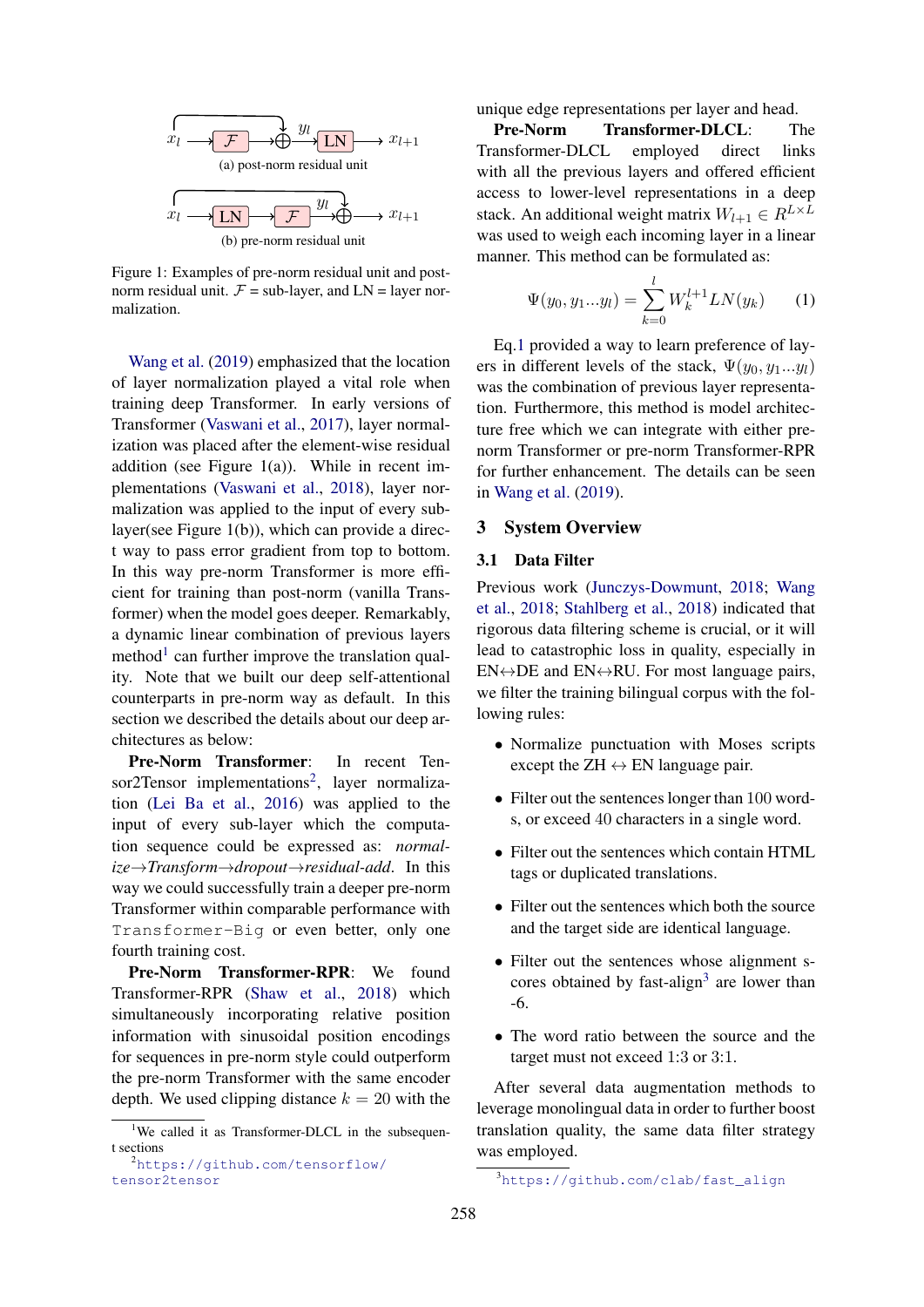Figure 1: Examples of pre-norm residual unit and post-norm residual unit. $\mathcal{F}$ = sub-layer, and LN = layer normalization.

Wang et al. (2019) emphasized that the location of layer normalization played a vital role when training deep Transformer. In early versions of Transformer (Vaswani et al., 2017), layer normalization was placed after the element-wise residual addition (see Figure 1(a)). While in recent implementations (Vaswani et al., 2018), layer normalization was applied to the input of every sub-layer(see Figure 1(b)), which can provide a direct way to pass error gradient from top to bottom. In this way pre-norm Transformer is more efficient for training than post-norm (vanilla Transformer) when the model goes deeper. Remarkably, a dynamic linear combination of previous layers method[1] can further improve the translation quality. Note that we built our deep self-attentional counterparts in pre-norm way as default. In this section we described the details about our deep architectures as below:

**Pre-Norm Transformer**: In recent Tensor2Tensor implementations[2], layer normalization (Lei Ba et al., 2016) was applied to the input of every sub-layer which the computation sequence could be expressed as: *normalize→Transform→dropout→residual-add*. In this way we could successfully train a deeper pre-norm Transformer within comparable performance with `Transformer-Big` or even better, only one fourth training cost.

**Pre-Norm Transformer-RPR**: We found Transformer-RPR (Shaw et al., 2018) which simultaneously incorporating relative position information with sinusoidal position encodings for sequences in pre-norm style could outperform the pre-norm Transformer with the same encoder depth. We used clipping distance $k = 20$ with the unique edge representations per layer and head.

**Pre-Norm Transformer-DLCL**: The Transformer-DLCL employed direct links with all the previous layers and offered efficient access to lower-level representations in a deep stack. An additional weight matrix $W_{l+1} \in R^{L \times L}$ was used to weigh each incoming layer in a linear manner. This method can be formulated as:

$$\Psi(y_0, y_1 ... y_l) = \sum_{k=0}^{l} W_k^{l+1} LN(y_k) \quad (1)$$

Eq.1 provided a way to learn preference of layers in different levels of the stack, $\Psi(y_0, y_1 ... y_l)$ was the combination of previous layer representation. Furthermore, this method is model architecture free which we can integrate with either pre-norm Transformer or pre-norm Transformer-RPR for further enhancement. The details can be seen in Wang et al. (2019).

## 3 System Overview

### 3.1 Data Filter

Previous work (Junczys-Dowmunt, 2018; Wang et al., 2018; Stahlberg et al., 2018) indicated that rigorous data filtering scheme is crucial, or it will lead to catastrophic loss in quality, especially in EN↔DE and EN↔RU. For most language pairs, we filter the training bilingual corpus with the following rules:

- Normalize punctuation with Moses scripts except the ZH ↔ EN language pair.
- Filter out the sentences longer than 100 words, or exceed 40 characters in a single word.
- Filter out the sentences which contain HTML tags or duplicated translations.
- Filter out the sentences which both the source and the target side are identical language.
- Filter out the sentences whose alignment scores obtained by fast-align[3] are lower than -6.
- The word ratio between the source and the target must not exceed 1:3 or 3:1.

After several data augmentation methods to leverage monolingual data in order to further boost translation quality, the same data filter strategy was employed.

[1] We called it as Transformer-DLCL in the subsequent sections

[2] https://github.com/tensorflow/tensor2tensor

[3] https://github.com/clab/fast_align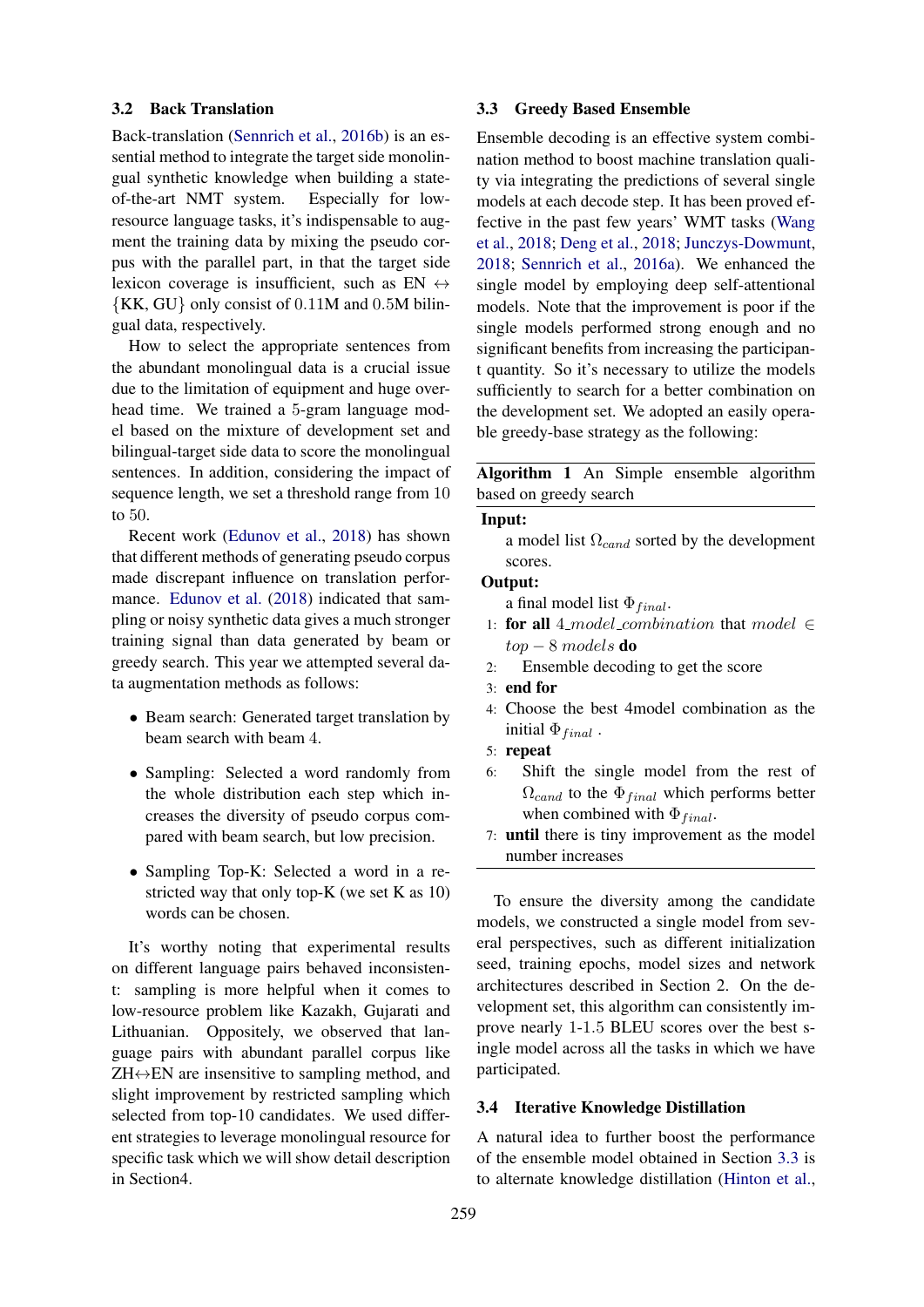### 3.2 Back Translation

Back-translation (Sennrich et al., 2016b) is an essential method to integrate the target side monolingual synthetic knowledge when building a state-of-the-art NMT system. Especially for low-resource language tasks, it's indispensable to augment the training data by mixing the pseudo corpus with the parallel part, in that the target side lexicon coverage is insufficient, such as EN $\leftrightarrow$ $\{$KK, GU$\}$ only consist of $0.11$M and $0.5$M bilingual data, respectively.

How to select the appropriate sentences from the abundant monolingual data is a crucial issue due to the limitation of equipment and huge overhead time. We trained a 5-gram language model based on the mixture of development set and bilingual-target side data to score the monolingual sentences. In addition, considering the impact of sequence length, we set a threshold range from 10 to 50.

Recent work (Edunov et al., 2018) has shown that different methods of generating pseudo corpus made discrepant influence on translation performance. Edunov et al. (2018) indicated that sampling or noisy synthetic data gives a much stronger training signal than data generated by beam or greedy search. This year we attempted several data augmentation methods as follows:

- Beam search: Generated target translation by beam search with beam 4.
- Sampling: Selected a word randomly from the whole distribution each step which increases the diversity of pseudo corpus compared with beam search, but low precision.
- Sampling Top-K: Selected a word in a restricted way that only top-K (we set K as 10) words can be chosen.

It's worthy noting that experimental results on different language pairs behaved inconsistent: sampling is more helpful when it comes to low-resource problem like Kazakh, Gujarati and Lithuanian. Oppositely, we observed that language pairs with abundant parallel corpus like ZH$\leftrightarrow$EN are insensitive to sampling method, and slight improvement by restricted sampling which selected from top-10 candidates. We used different strategies to leverage monolingual resource for specific task which we will show detail description in Section4.

### 3.3 Greedy Based Ensemble

Ensemble decoding is an effective system combination method to boost machine translation quality via integrating the predictions of several single models at each decode step. It has been proved effective in the past few years' WMT tasks (Wang et al., 2018; Deng et al., 2018; Junczys-Dowmunt, 2018; Sennrich et al., 2016a). We enhanced the single model by employing deep self-attentional models. Note that the improvement is poor if the single models performed strong enough and no significant benefits from increasing the participant quantity. So it's necessary to utilize the models sufficiently to search for a better combination on the development set. We adopted an easily operable greedy-base strategy as the following:

**Algorithm 1** An Simple ensemble algorithm based on greedy search

**Input:**
a model list $\Omega_{cand}$ sorted by the development scores.

**Output:**
a final model list $\Phi_{final}$.

1: **for all** $4\_model\_combination$ that $model \in top-8\ models$ **do**
2: Ensemble decoding to get the score
3: **end for**
4: Choose the best 4model combination as the initial $\Phi_{final}$ .
5: **repeat**
6: Shift the single model from the rest of $\Omega_{cand}$ to the $\Phi_{final}$ which performs better when combined with $\Phi_{final}$.
7: **until** there is tiny improvement as the model number increases

To ensure the diversity among the candidate models, we constructed a single model from several perspectives, such as different initialization seed, training epochs, model sizes and network architectures described in Section 2. On the development set, this algorithm can consistently improve nearly 1-1.5 BLEU scores over the best single model across all the tasks in which we have participated.

### 3.4 Iterative Knowledge Distillation

A natural idea to further boost the performance of the ensemble model obtained in Section 3.3 is to alternate knowledge distillation (Hinton et al.,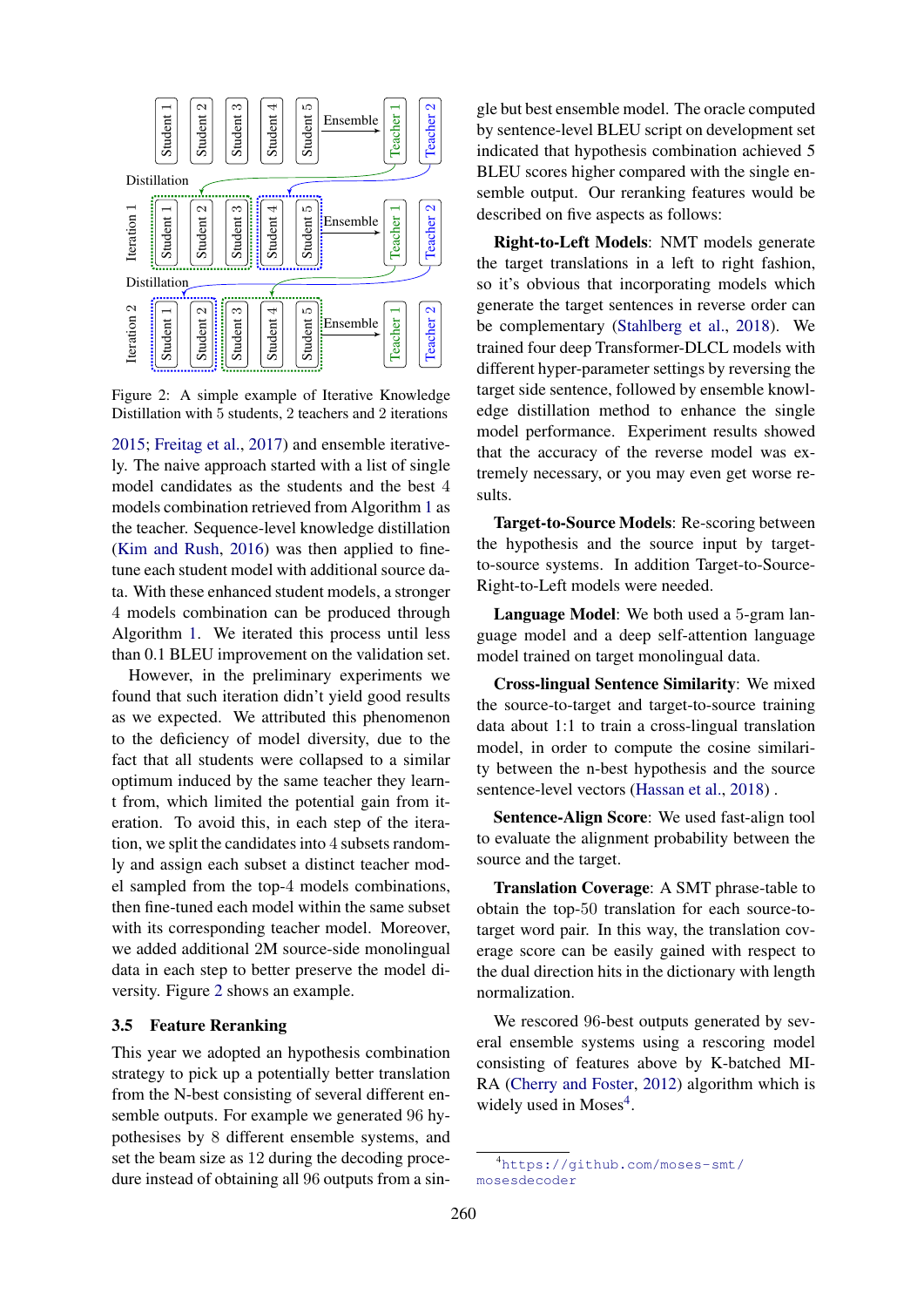Figure 2: A simple example of Iterative Knowledge Distillation with 5 students, 2 teachers and 2 iterations

2015; Freitag et al., 2017) and ensemble iteratively. The naive approach started with a list of single model candidates as the students and the best 4 models combination retrieved from Algorithm 1 as the teacher. Sequence-level knowledge distillation (Kim and Rush, 2016) was then applied to fine-tune each student model with additional source data. With these enhanced student models, a stronger 4 models combination can be produced through Algorithm 1. We iterated this process until less than 0.1 BLEU improvement on the validation set.

However, in the preliminary experiments we found that such iteration didn't yield good results as we expected. We attributed this phenomenon to the deficiency of model diversity, due to the fact that all students were collapsed to a similar optimum induced by the same teacher they learnt from, which limited the potential gain from iteration. To avoid this, in each step of the iteration, we split the candidates into 4 subsets randomly and assign each subset a distinct teacher model sampled from the top-4 models combinations, then fine-tuned each model within the same subset with its corresponding teacher model. Moreover, we added additional 2M source-side monolingual data in each step to better preserve the model diversity. Figure 2 shows an example.

### 3.5 Feature Reranking

This year we adopted an hypothesis combination strategy to pick up a potentially better translation from the N-best consisting of several different ensemble outputs. For example we generated 96 hypothesises by 8 different ensemble systems, and set the beam size as 12 during the decoding procedure instead of obtaining all 96 outputs from a single but best ensemble model. The oracle computed by sentence-level BLEU script on development set indicated that hypothesis combination achieved 5 BLEU scores higher compared with the single ensemble output. Our reranking features would be described on five aspects as follows:

**Right-to-Left Models**: NMT models generate the target translations in a left to right fashion, so it's obvious that incorporating models which generate the target sentences in reverse order can be complementary (Stahlberg et al., 2018). We trained four deep Transformer-DLCL models with different hyper-parameter settings by reversing the target side sentence, followed by ensemble knowledge distillation method to enhance the single model performance. Experiment results showed that the accuracy of the reverse model was extremely necessary, or you may even get worse results.

**Target-to-Source Models**: Re-scoring between the hypothesis and the source input by target-to-source systems. In addition Target-to-Source-Right-to-Left models were needed.

**Language Model**: We both used a 5-gram language model and a deep self-attention language model trained on target monolingual data.

**Cross-lingual Sentence Similarity**: We mixed the source-to-target and target-to-source training data about 1:1 to train a cross-lingual translation model, in order to compute the cosine similarity between the n-best hypothesis and the source sentence-level vectors (Hassan et al., 2018) .

**Sentence-Align Score**: We used fast-align tool to evaluate the alignment probability between the source and the target.

**Translation Coverage**: A SMT phrase-table to obtain the top-50 translation for each source-to-target word pair. In this way, the translation coverage score can be easily gained with respect to the dual direction hits in the dictionary with length normalization.

We rescored 96-best outputs generated by several ensemble systems using a rescoring model consisting of features above by K-batched MIRA (Cherry and Foster, 2012) algorithm which is widely used in Moses[4].

[4] https://github.com/moses-smt/mosesdecoder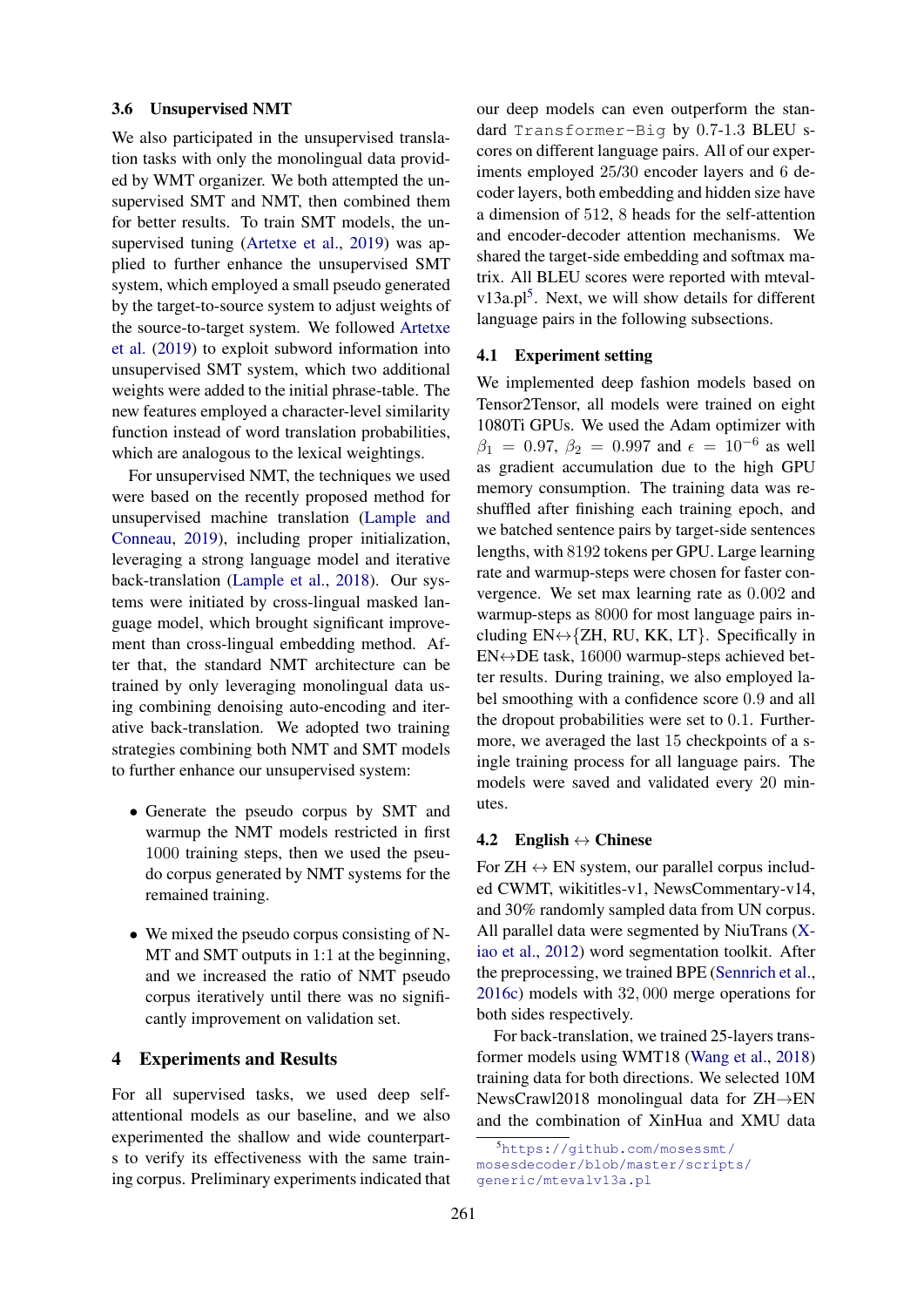### 3.6 Unsupervised NMT

We also participated in the unsupervised translation tasks with only the monolingual data provided by WMT organizer. We both attempted the unsupervised SMT and NMT, then combined them for better results. To train SMT models, the unsupervised tuning (Artetxe et al., 2019) was applied to further enhance the unsupervised SMT system, which employed a small pseudo generated by the target-to-source system to adjust weights of the source-to-target system. We followed Artetxe et al. (2019) to exploit subword information into unsupervised SMT system, which two additional weights were added to the initial phrase-table. The new features employed a character-level similarity function instead of word translation probabilities, which are analogous to the lexical weightings.

For unsupervised NMT, the techniques we used were based on the recently proposed method for unsupervised machine translation (Lample and Conneau, 2019), including proper initialization, leveraging a strong language model and iterative back-translation (Lample et al., 2018). Our systems were initiated by cross-lingual masked language model, which brought significant improvement than cross-lingual embedding method. After that, the standard NMT architecture can be trained by only leveraging monolingual data using combining denoising auto-encoding and iterative back-translation. We adopted two training strategies combining both NMT and SMT models to further enhance our unsupervised system:

- Generate the pseudo corpus by SMT and warmup the NMT models restricted in first 1000 training steps, then we used the pseudo corpus generated by NMT systems for the remained training.
- We mixed the pseudo corpus consisting of NMT and SMT outputs in 1:1 at the beginning, and we increased the ratio of NMT pseudo corpus iteratively until there was no significantly improvement on validation set.

## 4 Experiments and Results

For all supervised tasks, we used deep self-attentional models as our baseline, and we also experimented the shallow and wide counterparts to verify its effectiveness with the same training corpus. Preliminary experiments indicated that our deep models can even outperform the standard `Transformer-Big` by 0.7-1.3 BLEU scores on different language pairs. All of our experiments employed 25/30 encoder layers and 6 decoder layers, both embedding and hidden size have a dimension of 512, 8 heads for the self-attention and encoder-decoder attention mechanisms. We shared the target-side embedding and softmax matrix. All BLEU scores were reported with mteval-v13a.pl[5]. Next, we will show details for different language pairs in the following subsections.

### 4.1 Experiment setting

We implemented deep fashion models based on Tensor2Tensor, all models were trained on eight 1080Ti GPUs. We used the Adam optimizer with $\beta_1 = 0.97$, $\beta_2 = 0.997$ and $\epsilon = 10^{-6}$ as well as gradient accumulation due to the high GPU memory consumption. The training data was reshuffled after finishing each training epoch, and we batched sentence pairs by target-side sentences lengths, with 8192 tokens per GPU. Large learning rate and warmup-steps were chosen for faster convergence. We set max learning rate as 0.002 and warmup-steps as 8000 for most language pairs including EN↔{ZH, RU, KK, LT}. Specifically in EN↔DE task, 16000 warmup-steps achieved better results. During training, we also employed label smoothing with a confidence score 0.9 and all the dropout probabilities were set to 0.1. Furthermore, we averaged the last 15 checkpoints of a single training process for all language pairs. The models were saved and validated every 20 minutes.

### 4.2 English ↔ Chinese

For ZH ↔ EN system, our parallel corpus included CWMT, wikititles-v1, NewsCommentary-v14, and 30% randomly sampled data from UN corpus. All parallel data were segmented by NiuTrans (Xiao et al., 2012) word segmentation toolkit. After the preprocessing, we trained BPE (Sennrich et al., 2016c) models with 32,000 merge operations for both sides respectively.

For back-translation, we trained 25-layers transformer models using WMT18 (Wang et al., 2018) training data for both directions. We selected 10M NewsCrawl2018 monolingual data for ZH→EN and the combination of XinHua and XMU data

[5] https://github.com/mosessmt/mosesdecoder/blob/master/scripts/generic/mtevalv13a.pl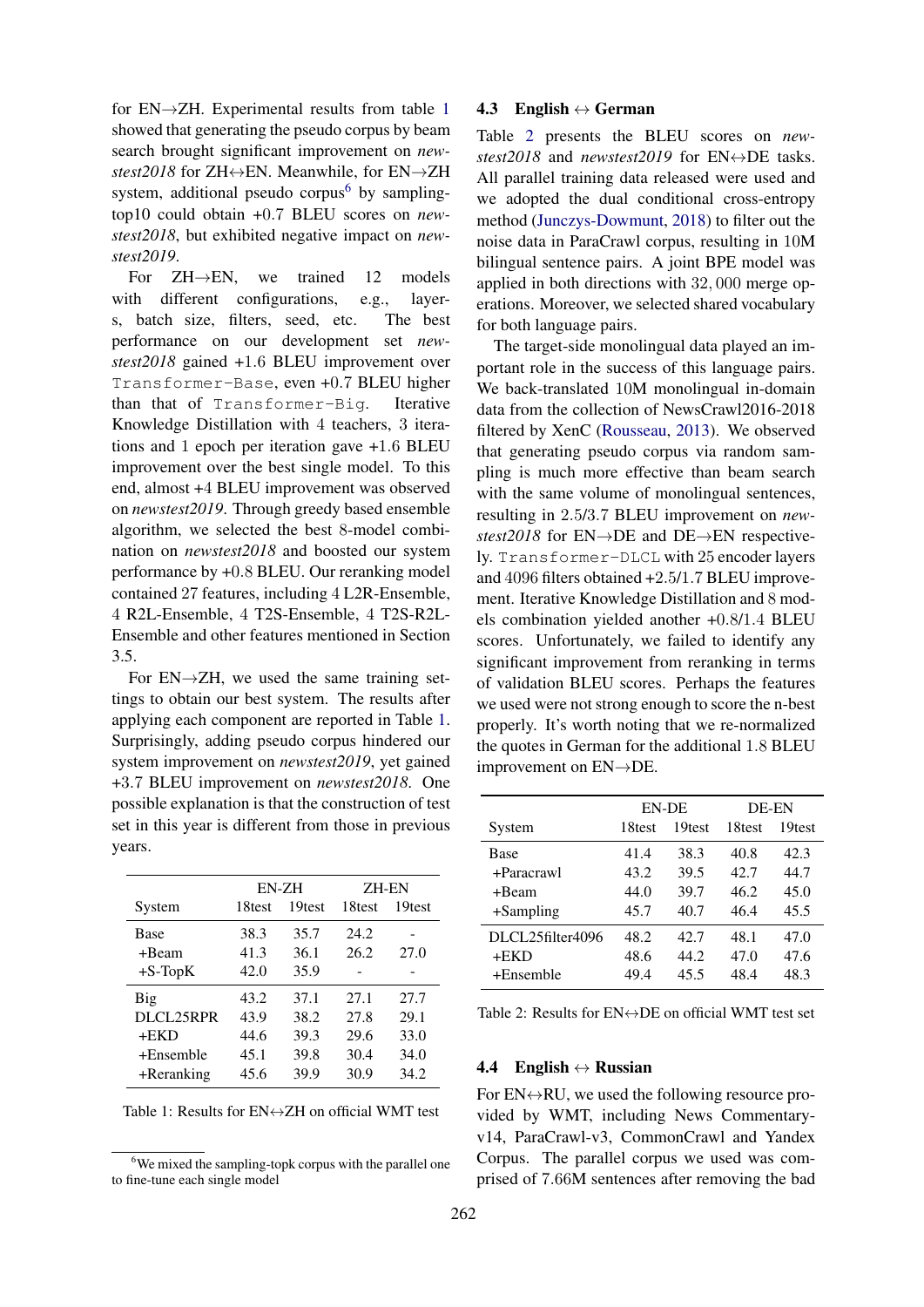for EN→ZH. Experimental results from table 1 showed that generating the pseudo corpus by beam search brought significant improvement on *newstest2018* for ZH↔EN. Meanwhile, for EN→ZH system, additional pseudo corpus[6] by sampling-top10 could obtain +0.7 BLEU scores on *newstest2018*, but exhibited negative impact on *newstest2019*.

For ZH→EN, we trained 12 models with different configurations, e.g., layers, batch size, filters, seed, etc. The best performance on our development set *newstest2018* gained +1.6 BLEU improvement over `Transformer-Base`, even +0.7 BLEU higher than that of `Transformer-Big`. Iterative Knowledge Distillation with 4 teachers, 3 iterations and 1 epoch per iteration gave +1.6 BLEU improvement over the best single model. To this end, almost +4 BLEU improvement was observed on *newstest2019*. Through greedy based ensemble algorithm, we selected the best 8-model combination on *newstest2018* and boosted our system performance by +0.8 BLEU. Our reranking model contained 27 features, including 4 L2R-Ensemble, 4 R2L-Ensemble, 4 T2S-Ensemble, 4 T2S-R2L-Ensemble and other features mentioned in Section 3.5.

For EN→ZH, we used the same training settings to obtain our best system. The results after applying each component are reported in Table 1. Surprisingly, adding pseudo corpus hindered our system improvement on *newstest2019*, yet gained +3.7 BLEU improvement on *newstest2018*. One possible explanation is that the construction of test set in this year is different from those in previous years.

| System | EN-ZH | | ZH-EN | |
|---|---|---|---|---|
| | 18test | 19test | 18test | 19test |
| Base | 38.3 | 35.7 | 24.2 | - |
| +Beam | 41.3 | 36.1 | 26.2 | 27.0 |
| +S-TopK | 42.0 | 35.9 | - | - |
| Big | 43.2 | 37.1 | 27.1 | 27.7 |
| DLCL25RPR | 43.9 | 38.2 | 27.8 | 29.1 |
| +EKD | 44.6 | 39.3 | 29.6 | 33.0 |
| +Ensemble | 45.1 | 39.8 | 30.4 | 34.0 |
| +Reranking | 45.6 | 39.9 | 30.9 | 34.2 |

Table 1: Results for EN↔ZH on official WMT test

[6] We mixed the sampling-topk corpus with the parallel one to fine-tune each single model

### 4.3 English ↔ German

Table 2 presents the BLEU scores on *newstest2018* and *newstest2019* for EN↔DE tasks. All parallel training data released were used and we adopted the dual conditional cross-entropy method (Junczys-Dowmunt, 2018) to filter out the noise data in ParaCrawl corpus, resulting in 10M bilingual sentence pairs. A joint BPE model was applied in both directions with $32,000$ merge operations. Moreover, we selected shared vocabulary for both language pairs.

The target-side monolingual data played an important role in the success of this language pairs. We back-translated 10M monolingual in-domain data from the collection of NewsCrawl2016-2018 filtered by XenC (Rousseau, 2013). We observed that generating pseudo corpus via random sampling is much more effective than beam search with the same volume of monolingual sentences, resulting in 2.5/3.7 BLEU improvement on *newstest2018* for EN→DE and DE→EN respectively. `Transformer-DLCL` with 25 encoder layers and 4096 filters obtained +2.5/1.7 BLEU improvement. Iterative Knowledge Distillation and 8 models combination yielded another +0.8/1.4 BLEU scores. Unfortunately, we failed to identify any significant improvement from reranking in terms of validation BLEU scores. Perhaps the features we used were not strong enough to score the n-best properly. It's worth noting that we re-normalized the quotes in German for the additional 1.8 BLEU improvement on EN→DE.

| System | EN-DE | | DE-EN | |
|---|---|---|---|---|
| | 18test | 19test | 18test | 19test |
| Base | 41.4 | 38.3 | 40.8 | 42.3 |
| +Paracrawl | 43.2 | 39.5 | 42.7 | 44.7 |
| +Beam | 44.0 | 39.7 | 46.2 | 45.0 |
| +Sampling | 45.7 | 40.7 | 46.4 | 45.5 |
| DLCL25filter4096 | 48.2 | 42.7 | 48.1 | 47.0 |
| +EKD | 48.6 | 44.2 | 47.0 | 47.6 |
| +Ensemble | 49.4 | 45.5 | 48.4 | 48.3 |

Table 2: Results for EN↔DE on official WMT test set

### 4.4 English ↔ Russian

For EN↔RU, we used the following resource provided by WMT, including News Commentary-v14, ParaCrawl-v3, CommonCrawl and Yandex Corpus. The parallel corpus we used was comprised of 7.66M sentences after removing the bad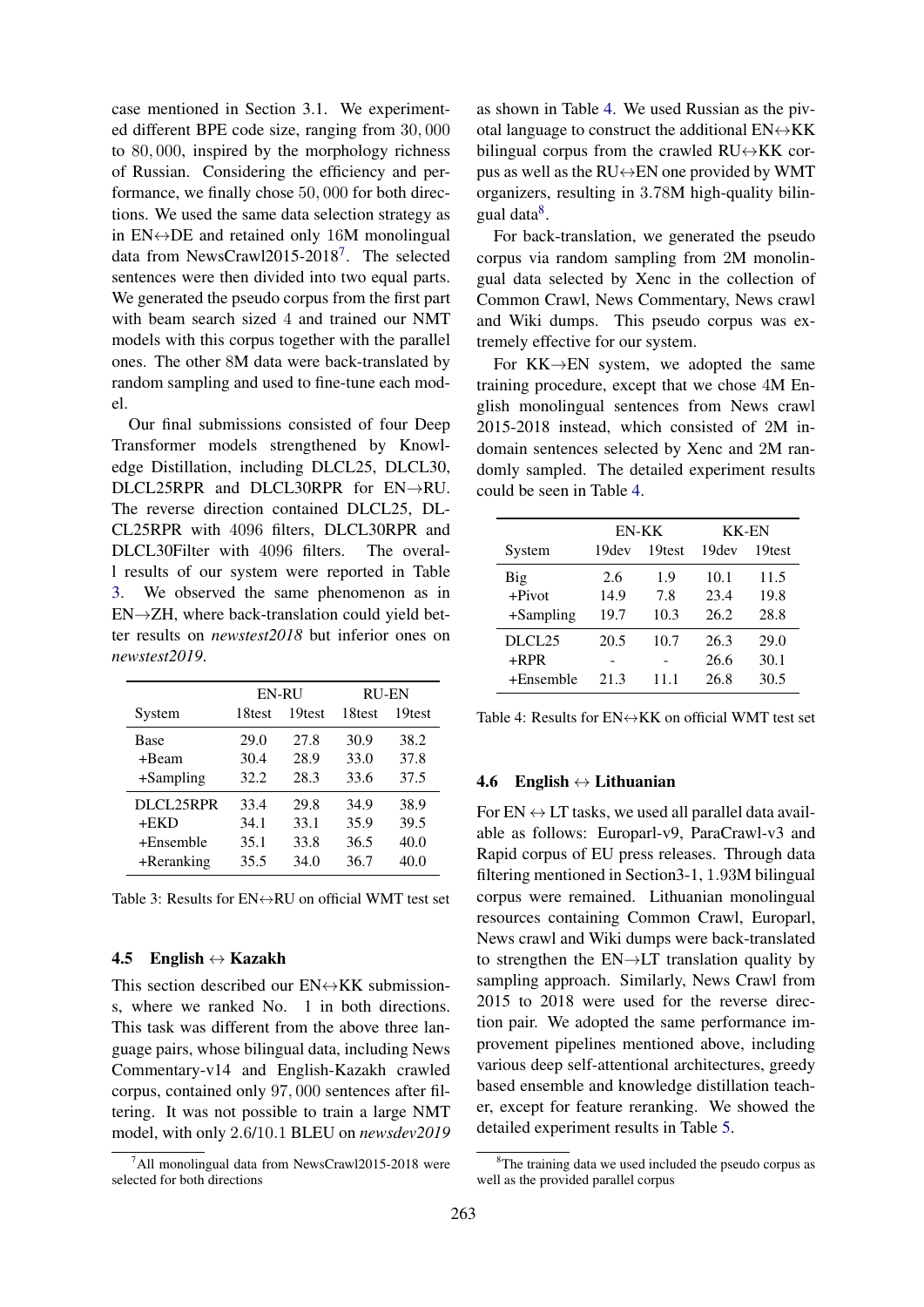case mentioned in Section 3.1. We experimented different BPE code size, ranging from $30,000$ to $80,000$, inspired by the morphology richness of Russian. Considering the efficiency and performance, we finally chose $50,000$ for both directions. We used the same data selection strategy as in EN↔DE and retained only 16M monolingual data from NewsCrawl2015-2018[7]. The selected sentences were then divided into two equal parts. We generated the pseudo corpus from the first part with beam search sized 4 and trained our NMT models with this corpus together with the parallel ones. The other 8M data were back-translated by random sampling and used to fine-tune each model.

Our final submissions consisted of four Deep Transformer models strengthened by Knowledge Distillation, including DLCL25, DLCL30, DLCL25RPR and DLCL30RPR for EN→RU. The reverse direction contained DLCL25, DLCL25RPR with 4096 filters, DLCL30RPR and DLCL30Filter with 4096 filters. The overall results of our system were reported in Table 3. We observed the same phenomenon as in EN→ZH, where back-translation could yield better results on *newstest2018* but inferior ones on *newstest2019*.

| System | EN-RU | | RU-EN | |
|---|---|---|---|---|
| | 18test | 19test | 18test | 19test |
| Base | 29.0 | 27.8 | 30.9 | 38.2 |
| +Beam | 30.4 | 28.9 | 33.0 | 37.8 |
| +Sampling | 32.2 | 28.3 | 33.6 | 37.5 |
| DLCL25RPR | 33.4 | 29.8 | 34.9 | 38.9 |
| +EKD | 34.1 | 33.1 | 35.9 | 39.5 |
| +Ensemble | 35.1 | 33.8 | 36.5 | 40.0 |
| +Reranking | 35.5 | 34.0 | 36.7 | 40.0 |

Table 3: Results for EN↔RU on official WMT test set

### 4.5 English ↔ Kazakh

This section described our EN↔KK submissions, where we ranked No. 1 in both directions. This task was different from the above three language pairs, whose bilingual data, including News Commentary-v14 and English-Kazakh crawled corpus, contained only $97,000$ sentences after filtering. It was not possible to train a large NMT model, with only 2.6/10.1 BLEU on *newsdev2019* as shown in Table 4. We used Russian as the pivotal language to construct the additional EN↔KK bilingual corpus from the crawled RU↔KK corpus as well as the RU↔EN one provided by WMT organizers, resulting in 3.78M high-quality bilingual data[8].

For back-translation, we generated the pseudo corpus via random sampling from 2M monolingual data selected by Xenc in the collection of Common Crawl, News Commentary, News crawl and Wiki dumps. This pseudo corpus was extremely effective for our system.

For KK→EN system, we adopted the same training procedure, except that we chose 4M English monolingual sentences from News crawl 2015-2018 instead, which consisted of 2M in-domain sentences selected by Xenc and 2M randomly sampled. The detailed experiment results could be seen in Table 4.

| System | EN-KK | | KK-EN | |
|---|---|---|---|---|
| | 19dev | 19test | 19dev | 19test |
| Big | 2.6 | 1.9 | 10.1 | 11.5 |
| +Pivot | 14.9 | 7.8 | 23.4 | 19.8 |
| +Sampling | 19.7 | 10.3 | 26.2 | 28.8 |
| DLCL25 | 20.5 | 10.7 | 26.3 | 29.0 |
| +RPR | - | - | 26.6 | 30.1 |
| +Ensemble | 21.3 | 11.1 | 26.8 | 30.5 |

Table 4: Results for EN↔KK on official WMT test set

### 4.6 English ↔ Lithuanian

For EN ↔ LT tasks, we used all parallel data available as follows: Europarl-v9, ParaCrawl-v3 and Rapid corpus of EU press releases. Through data filtering mentioned in Section3-1, 1.93M bilingual corpus were remained. Lithuanian monolingual resources containing Common Crawl, Europarl, News crawl and Wiki dumps were back-translated to strengthen the EN→LT translation quality by sampling approach. Similarly, News Crawl from 2015 to 2018 were used for the reverse direction pair. We adopted the same performance improvement pipelines mentioned above, including various deep self-attentional architectures, greedy based ensemble and knowledge distillation teacher, except for feature reranking. We showed the detailed experiment results in Table 5.

[7] All monolingual data from NewsCrawl2015-2018 were selected for both directions

[8] The training data we used included the pseudo corpus as well as the provided parallel corpus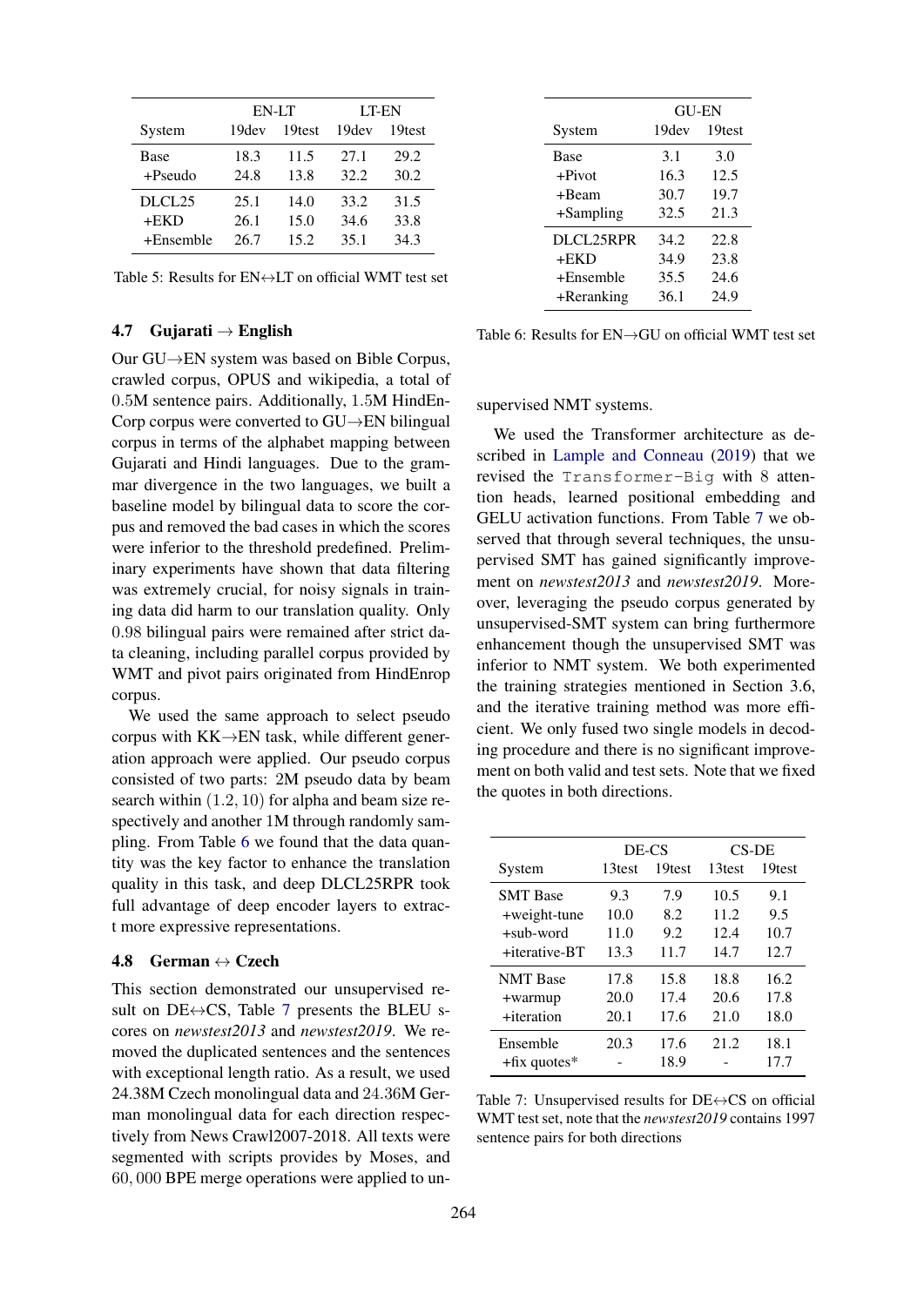| System | EN-LT | | LT-EN | |
|---|---|---|---|---|
| | 19dev | 19test | 19dev | 19test |
| Base | 18.3 | 11.5 | 27.1 | 29.2 |
| +Pseudo | 24.8 | 13.8 | 32.2 | 30.2 |
| DLCL25 | 25.1 | 14.0 | 33.2 | 31.5 |
| +EKD | 26.1 | 15.0 | 34.6 | 33.8 |
| +Ensemble | 26.7 | 15.2 | 35.1 | 34.3 |

Table 5: Results for EN↔LT on official WMT test set

### 4.7 Gujarati → English

Our GU→EN system was based on Bible Corpus, crawled corpus, OPUS and wikipedia, a total of 0.5M sentence pairs. Additionally, 1.5M HindEn-Corp corpus were converted to GU→EN bilingual corpus in terms of the alphabet mapping between Gujarati and Hindi languages. Due to the grammar divergence in the two languages, we built a baseline model by bilingual data to score the corpus and removed the bad cases in which the scores were inferior to the threshold predefined. Preliminary experiments have shown that data filtering was extremely crucial, for noisy signals in training data did harm to our translation quality. Only 0.98 bilingual pairs were remained after strict data cleaning, including parallel corpus provided by WMT and pivot pairs originated from HindEnrop corpus.

We used the same approach to select pseudo corpus with KK→EN task, while different generation approach were applied. Our pseudo corpus consisted of two parts: 2M pseudo data by beam search within $(1.2, 10)$ for alpha and beam size respectively and another 1M through randomly sampling. From Table 6 we found that the data quantity was the key factor to enhance the translation quality in this task, and deep DLCL25RPR took full advantage of deep encoder layers to extract more expressive representations.

| System | GU-EN | |
|---|---|---|
| | 19dev | 19test |
| Base | 3.1 | 3.0 |
| +Pivot | 16.3 | 12.5 |
| +Beam | 30.7 | 19.7 |
| +Sampling | 32.5 | 21.3 |
| DLCL25RPR | 34.2 | 22.8 |
| +EKD | 34.9 | 23.8 |
| +Ensemble | 35.5 | 24.6 |
| +Reranking | 36.1 | 24.9 |

Table 6: Results for EN→GU on official WMT test set

### 4.8 German ↔ Czech

This section demonstrated our unsupervised result on DE↔CS, Table 7 presents the BLEU scores on *newstest2013* and *newstest2019*. We removed the duplicated sentences and the sentences with exceptional length ratio. As a result, we used 24.38M Czech monolingual data and 24.36M German monolingual data for each direction respectively from News Crawl2007-2018. All texts were segmented with scripts provides by Moses, and 60,000 BPE merge operations were applied to unsupervised NMT systems.

We used the Transformer architecture as described in Lample and Conneau (2019) that we revised the `Transformer-Big` with 8 attention heads, learned positional embedding and GELU activation functions. From Table 7 we observed that through several techniques, the unsupervised SMT has gained significantly improvement on *newstest2013* and *newstest2019*. Moreover, leveraging the pseudo corpus generated by unsupervised-SMT system can bring furthermore enhancement though the unsupervised SMT was inferior to NMT system. We both experimented the training strategies mentioned in Section 3.6, and the iterative training method was more efficient. We only fused two single models in decoding procedure and there is no significant improvement on both valid and test sets. Note that we fixed the quotes in both directions.

| System | DE-CS | | CS-DE | |
|---|---|---|---|---|
| | 13test | 19test | 13test | 19test |
| SMT Base | 9.3 | 7.9 | 10.5 | 9.1 |
| +weight-tune | 10.0 | 8.2 | 11.2 | 9.5 |
| +sub-word | 11.0 | 9.2 | 12.4 | 10.7 |
| +iterative-BT | 13.3 | 11.7 | 14.7 | 12.7 |
| NMT Base | 17.8 | 15.8 | 18.8 | 16.2 |
| +warmup | 20.0 | 17.4 | 20.6 | 17.8 |
| +iteration | 20.1 | 17.6 | 21.0 | 18.0 |
| Ensemble | 20.3 | 17.6 | 21.2 | 18.1 |
| +fix quotes* | - | 18.9 | - | 17.7 |

Table 7: Unsupervised results for DE↔CS on official WMT test set, note that the *newstest2019* contains 1997 sentence pairs for both directions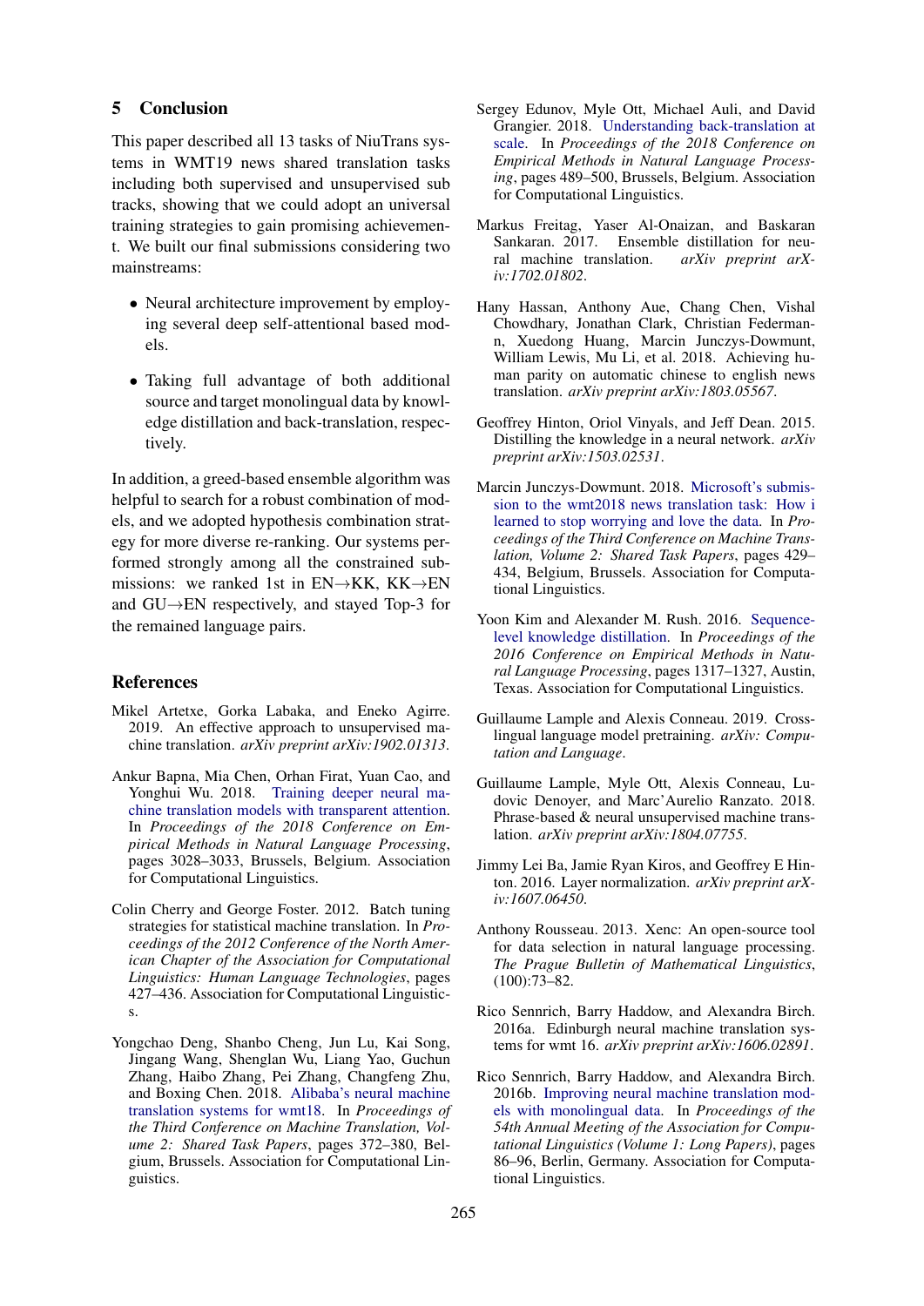## 5 Conclusion

This paper described all 13 tasks of NiuTrans systems in WMT19 news shared translation tasks including both supervised and unsupervised sub tracks, showing that we could adopt an universal training strategies to gain promising achievement. We built our final submissions considering two mainstreams:

- Neural architecture improvement by employing several deep self-attentional based models.
- Taking full advantage of both additional source and target monolingual data by knowledge distillation and back-translation, respectively.

In addition, a greed-based ensemble algorithm was helpful to search for a robust combination of models, and we adopted hypothesis combination strategy for more diverse re-ranking. Our systems performed strongly among all the constrained submissions: we ranked 1st in EN→KK, KK→EN and GU→EN respectively, and stayed Top-3 for the remained language pairs.

## References

Mikel Artetxe, Gorka Labaka, and Eneko Agirre. 2019. An effective approach to unsupervised machine translation. *arXiv preprint arXiv:1902.01313*.

Ankur Bapna, Mia Chen, Orhan Firat, Yuan Cao, and Yonghui Wu. 2018. Training deeper neural machine translation models with transparent attention. In *Proceedings of the 2018 Conference on Empirical Methods in Natural Language Processing*, pages 3028–3033, Brussels, Belgium. Association for Computational Linguistics.

Colin Cherry and George Foster. 2012. Batch tuning strategies for statistical machine translation. In *Proceedings of the 2012 Conference of the North American Chapter of the Association for Computational Linguistics: Human Language Technologies*, pages 427–436. Association for Computational Linguistics.

Yongchao Deng, Shanbo Cheng, Jun Lu, Kai Song, Jingang Wang, Shenglan Wu, Liang Yao, Guchun Zhang, Haibo Zhang, Pei Zhang, Changfeng Zhu, and Boxing Chen. 2018. Alibaba's neural machine translation systems for wmt18. In *Proceedings of the Third Conference on Machine Translation, Volume 2: Shared Task Papers*, pages 372–380, Belgium, Brussels. Association for Computational Linguistics.

Sergey Edunov, Myle Ott, Michael Auli, and David Grangier. 2018. Understanding back-translation at scale. In *Proceedings of the 2018 Conference on Empirical Methods in Natural Language Processing*, pages 489–500, Brussels, Belgium. Association for Computational Linguistics.

Markus Freitag, Yaser Al-Onaizan, and Baskaran Sankaran. 2017. Ensemble distillation for neural machine translation. *arXiv preprint arXiv:1702.01802*.

Hany Hassan, Anthony Aue, Chang Chen, Vishal Chowdhary, Jonathan Clark, Christian Federmann, Xuedong Huang, Marcin Junczys-Dowmunt, William Lewis, Mu Li, et al. 2018. Achieving human parity on automatic chinese to english news translation. *arXiv preprint arXiv:1803.05567*.

Geoffrey Hinton, Oriol Vinyals, and Jeff Dean. 2015. Distilling the knowledge in a neural network. *arXiv preprint arXiv:1503.02531*.

Marcin Junczys-Dowmunt. 2018. Microsoft's submission to the wmt2018 news translation task: How i learned to stop worrying and love the data. In *Proceedings of the Third Conference on Machine Translation, Volume 2: Shared Task Papers*, pages 429–434, Belgium, Brussels. Association for Computational Linguistics.

Yoon Kim and Alexander M. Rush. 2016. Sequence-level knowledge distillation. In *Proceedings of the 2016 Conference on Empirical Methods in Natural Language Processing*, pages 1317–1327, Austin, Texas. Association for Computational Linguistics.

Guillaume Lample and Alexis Conneau. 2019. Cross-lingual language model pretraining. *arXiv: Computation and Language*.

Guillaume Lample, Myle Ott, Alexis Conneau, Ludovic Denoyer, and Marc'Aurelio Ranzato. 2018. Phrase-based & neural unsupervised machine translation. *arXiv preprint arXiv:1804.07755*.

Jimmy Lei Ba, Jamie Ryan Kiros, and Geoffrey E Hinton. 2016. Layer normalization. *arXiv preprint arXiv:1607.06450*.

Anthony Rousseau. 2013. Xenc: An open-source tool for data selection in natural language processing. *The Prague Bulletin of Mathematical Linguistics*, (100):73–82.

Rico Sennrich, Barry Haddow, and Alexandra Birch. 2016a. Edinburgh neural machine translation systems for wmt 16. *arXiv preprint arXiv:1606.02891*.

Rico Sennrich, Barry Haddow, and Alexandra Birch. 2016b. Improving neural machine translation models with monolingual data. In *Proceedings of the 54th Annual Meeting of the Association for Computational Linguistics (Volume 1: Long Papers)*, pages 86–96, Berlin, Germany. Association for Computational Linguistics.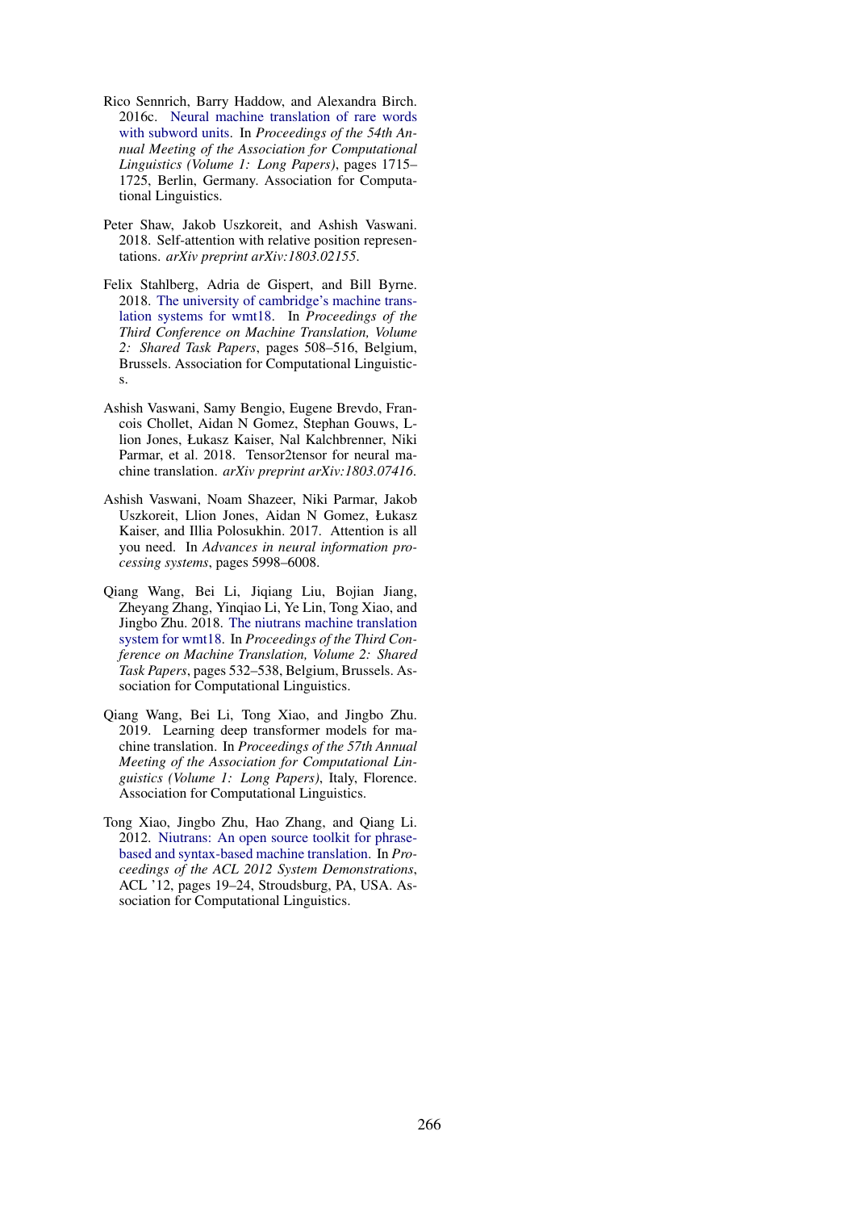Rico Sennrich, Barry Haddow, and Alexandra Birch. 2016c. Neural machine translation of rare words with subword units. In *Proceedings of the 54th Annual Meeting of the Association for Computational Linguistics (Volume 1: Long Papers)*, pages 1715–1725, Berlin, Germany. Association for Computational Linguistics.

Peter Shaw, Jakob Uszkoreit, and Ashish Vaswani. 2018. Self-attention with relative position representations. *arXiv preprint arXiv:1803.02155*.

Felix Stahlberg, Adria de Gispert, and Bill Byrne. 2018. The university of cambridge's machine translation systems for wmt18. In *Proceedings of the Third Conference on Machine Translation, Volume 2: Shared Task Papers*, pages 508–516, Belgium, Brussels. Association for Computational Linguistics.

Ashish Vaswani, Samy Bengio, Eugene Brevdo, Francois Chollet, Aidan N Gomez, Stephan Gouws, Llion Jones, Łukasz Kaiser, Nal Kalchbrenner, Niki Parmar, et al. 2018. Tensor2tensor for neural machine translation. *arXiv preprint arXiv:1803.07416*.

Ashish Vaswani, Noam Shazeer, Niki Parmar, Jakob Uszkoreit, Llion Jones, Aidan N Gomez, Łukasz Kaiser, and Illia Polosukhin. 2017. Attention is all you need. In *Advances in neural information processing systems*, pages 5998–6008.

Qiang Wang, Bei Li, Jiqiang Liu, Bojian Jiang, Zheyang Zhang, Yinqiao Li, Ye Lin, Tong Xiao, and Jingbo Zhu. 2018. The niutrans machine translation system for wmt18. In *Proceedings of the Third Conference on Machine Translation, Volume 2: Shared Task Papers*, pages 532–538, Belgium, Brussels. Association for Computational Linguistics.

Qiang Wang, Bei Li, Tong Xiao, and Jingbo Zhu. 2019. Learning deep transformer models for machine translation. In *Proceedings of the 57th Annual Meeting of the Association for Computational Linguistics (Volume 1: Long Papers)*, Italy, Florence. Association for Computational Linguistics.

Tong Xiao, Jingbo Zhu, Hao Zhang, and Qiang Li. 2012. Niutrans: An open source toolkit for phrase-based and syntax-based machine translation. In *Proceedings of the ACL 2012 System Demonstrations*, ACL '12, pages 19–24, Stroudsburg, PA, USA. Association for Computational Linguistics.